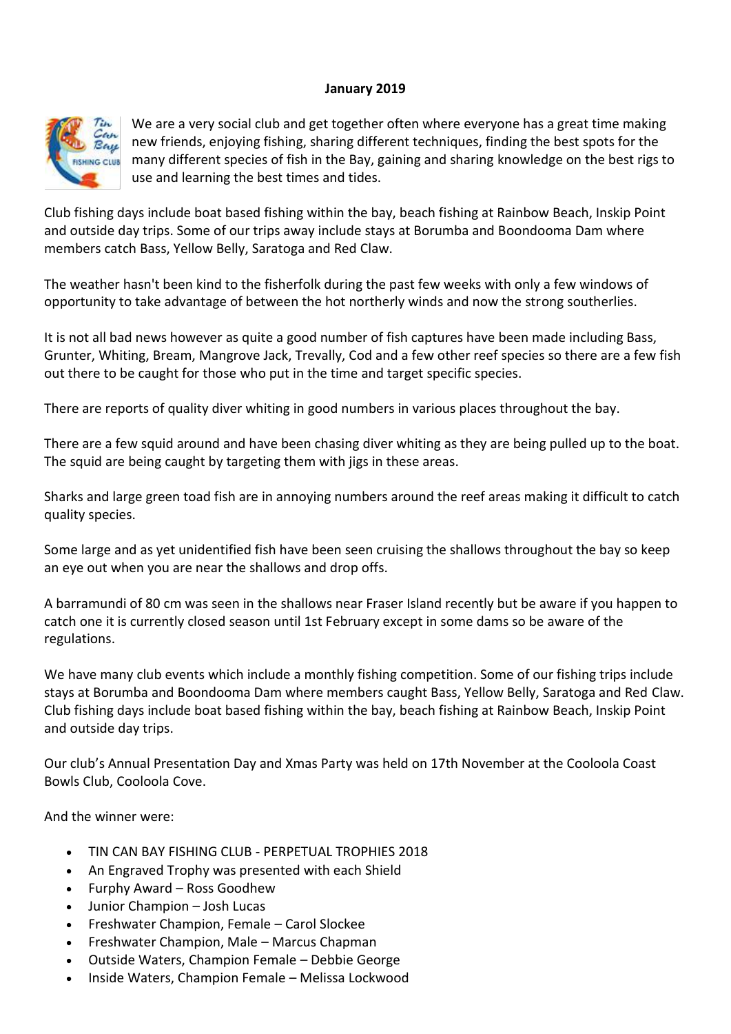**January 2019**

We are a very social club and get together often where everyone has a great time making new friends, enjoying fishing, sharing different techniques, finding the best spots for the many different species of fish in the Bay, gaining and sharing knowledge on the best rigs to use and learning the best times and tides.

Club fishing days include boat based fishing within the bay, beach fishing at Rainbow Beach, Inskip Point and outside day trips. Some of our trips away include stays at Borumba and Boondooma Dam where members catch Bass, Yellow Belly, Saratoga and Red Claw.

The weather hasn't been kind to the fisherfolk during the past few weeks with only a few windows of opportunity to take advantage of between the hot northerly winds and now the strong southerlies.

It is not all bad news however as quite a good number of fish captures have been made including Bass, Grunter, Whiting, Bream, Mangrove Jack, Trevally, Cod and a few other reef species so there are a few fish out there to be caught for those who put in the time and target specific species.

There are reports of quality diver whiting in good numbers in various places throughout the bay.

There are a few squid around and have been chasing diver whiting as they are being pulled up to the boat. The squid are being caught by targeting them with jigs in these areas.

Sharks and large green toad fish are in annoying numbers around the reef areas making it difficult to catch quality species.

Some large and as yet unidentified fish have been seen cruising the shallows throughout the bay so keep an eye out when you are near the shallows and drop offs.

A barramundi of 80 cm was seen in the shallows near Fraser Island recently but be aware if you happen to catch one it is currently closed season until 1st February except in some dams so be aware of the regulations.

We have many club events which include a monthly fishing competition. Some of our fishing trips include stays at Borumba and Boondooma Dam where members caught Bass, Yellow Belly, Saratoga and Red Claw. Club fishing days include boat based fishing within the bay, beach fishing at Rainbow Beach, Inskip Point and outside day trips.

Our club's Annual Presentation Day and Xmas Party was held on 17th November at the Cooloola Coast Bowls Club, Cooloola Cove.

And the winner were:

- TIN CAN BAY FISHING CLUB - PERPETUAL TROPHIES 2018
- An Engraved Trophy was presented with each Shield
- Furphy Award – Ross Goodhew
- Junior Champion – Josh Lucas
- Freshwater Champion, Female – Carol Slockee
- Freshwater Champion, Male – Marcus Chapman
- Outside Waters, Champion Female – Debbie George
- Inside Waters, Champion Female – Melissa Lockwood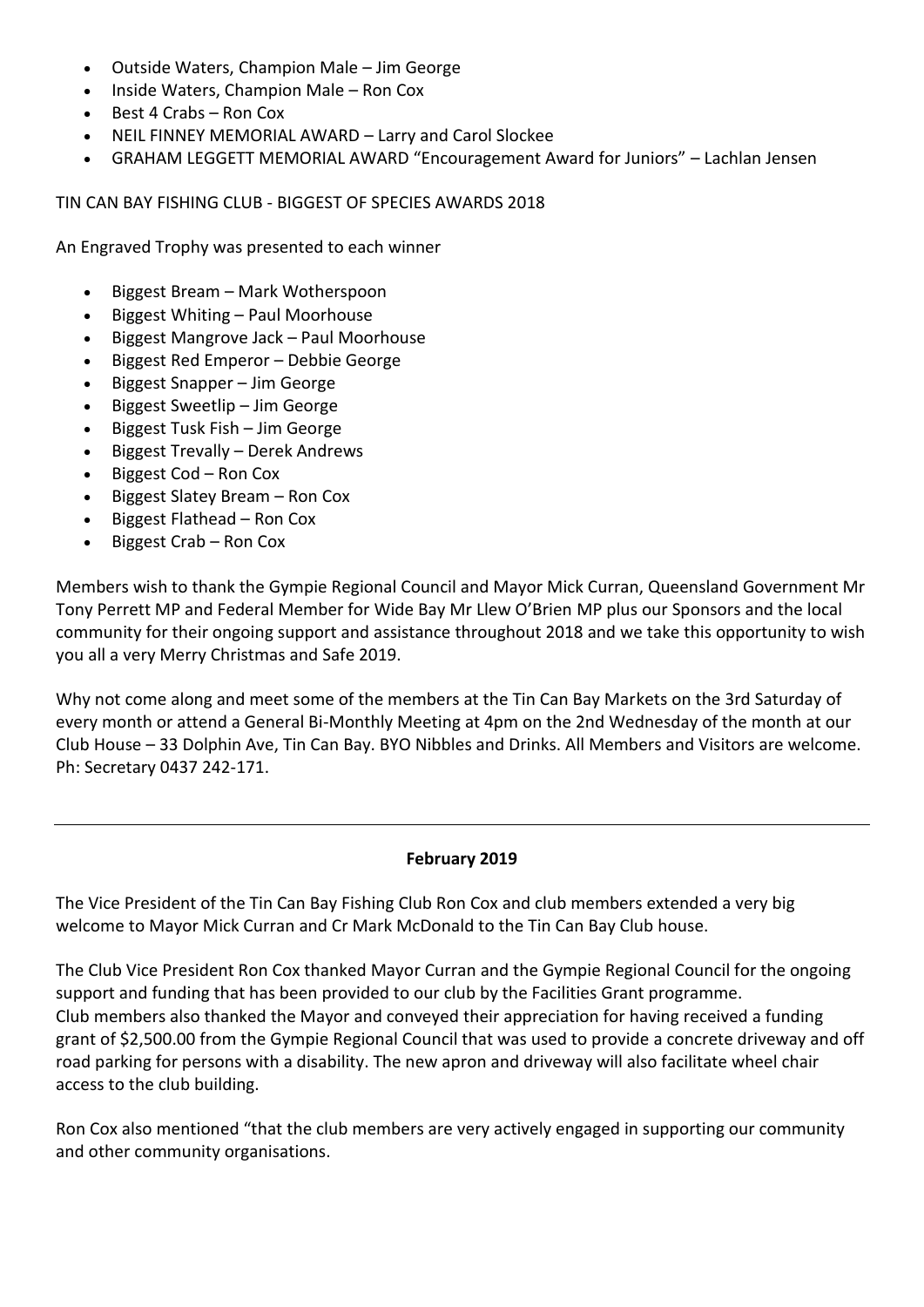- Outside Waters, Champion Male – Jim George
- Inside Waters, Champion Male – Ron Cox
- Best 4 Crabs – Ron Cox
- NEIL FINNEY MEMORIAL AWARD – Larry and Carol Slockee
- GRAHAM LEGGETT MEMORIAL AWARD “Encouragement Award for Juniors” – Lachlan Jensen

TIN CAN BAY FISHING CLUB - BIGGEST OF SPECIES AWARDS 2018

An Engraved Trophy was presented to each winner

- Biggest Bream – Mark Wotherspoon
- Biggest Whiting – Paul Moorhouse
- Biggest Mangrove Jack – Paul Moorhouse
- Biggest Red Emperor – Debbie George
- Biggest Snapper – Jim George
- Biggest Sweetlip – Jim George
- Biggest Tusk Fish – Jim George
- Biggest Trevally – Derek Andrews
- Biggest Cod – Ron Cox
- Biggest Slatey Bream – Ron Cox
- Biggest Flathead – Ron Cox
- Biggest Crab – Ron Cox

Members wish to thank the Gympie Regional Council and Mayor Mick Curran, Queensland Government Mr Tony Perrett MP and Federal Member for Wide Bay Mr Llew O’Brien MP plus our Sponsors and the local community for their ongoing support and assistance throughout 2018 and we take this opportunity to wish you all a very Merry Christmas and Safe 2019.

Why not come along and meet some of the members at the Tin Can Bay Markets on the 3rd Saturday of every month or attend a General Bi-Monthly Meeting at 4pm on the 2nd Wednesday of the month at our Club House – 33 Dolphin Ave, Tin Can Bay. BYO Nibbles and Drinks. All Members and Visitors are welcome. Ph: Secretary 0437 242-171.

---

**February 2019**

The Vice President of the Tin Can Bay Fishing Club Ron Cox and club members extended a very big welcome to Mayor Mick Curran and Cr Mark McDonald to the Tin Can Bay Club house.

The Club Vice President Ron Cox thanked Mayor Curran and the Gympie Regional Council for the ongoing support and funding that has been provided to our club by the Facilities Grant programme.
Club members also thanked the Mayor and conveyed their appreciation for having received a funding grant of $2,500.00 from the Gympie Regional Council that was used to provide a concrete driveway and off road parking for persons with a disability. The new apron and driveway will also facilitate wheel chair access to the club building.

Ron Cox also mentioned “that the club members are very actively engaged in supporting our community and other community organisations.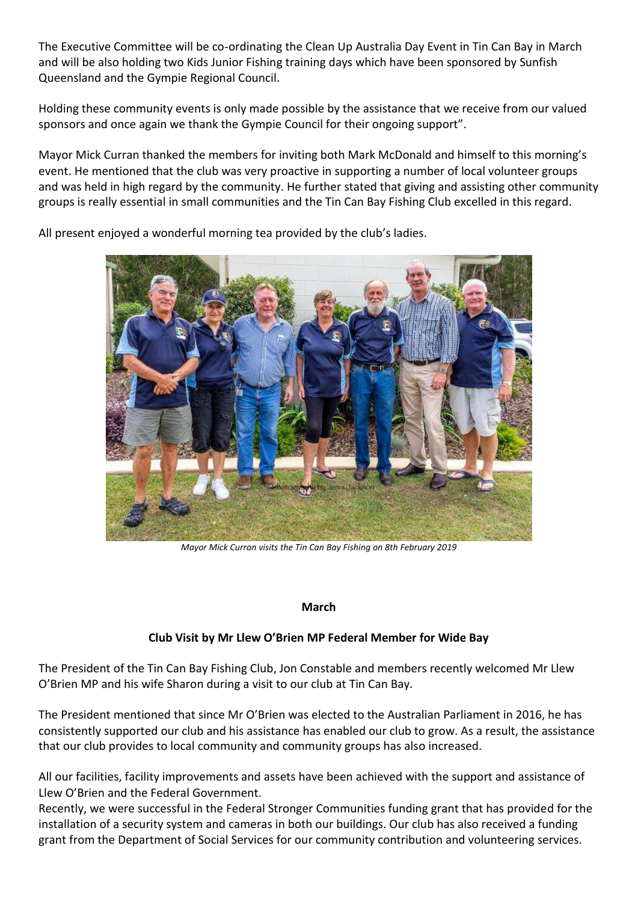The Executive Committee will be co-ordinating the Clean Up Australia Day Event in Tin Can Bay in March and will be also holding two Kids Junior Fishing training days which have been sponsored by Sunfish Queensland and the Gympie Regional Council.

Holding these community events is only made possible by the assistance that we receive from our valued sponsors and once again we thank the Gympie Council for their ongoing support".

Mayor Mick Curran thanked the members for inviting both Mark McDonald and himself to this morning's event. He mentioned that the club was very proactive in supporting a number of local volunteer groups and was held in high regard by the community. He further stated that giving and assisting other community groups is really essential in small communities and the Tin Can Bay Fishing Club excelled in this regard.

All present enjoyed a wonderful morning tea provided by the club's ladies.

*Mayor Mick Curran visits the Tin Can Bay Fishing on 8th February 2019*

**March**

**Club Visit by Mr Llew O'Brien MP Federal Member for Wide Bay**

The President of the Tin Can Bay Fishing Club, Jon Constable and members recently welcomed Mr Llew O'Brien MP and his wife Sharon during a visit to our club at Tin Can Bay.

The President mentioned that since Mr O'Brien was elected to the Australian Parliament in 2016, he has consistently supported our club and his assistance has enabled our club to grow. As a result, the assistance that our club provides to local community and community groups has also increased.

All our facilities, facility improvements and assets have been achieved with the support and assistance of Llew O'Brien and the Federal Government.
Recently, we were successful in the Federal Stronger Communities funding grant that has provided for the installation of a security system and cameras in both our buildings. Our club has also received a funding grant from the Department of Social Services for our community contribution and volunteering services.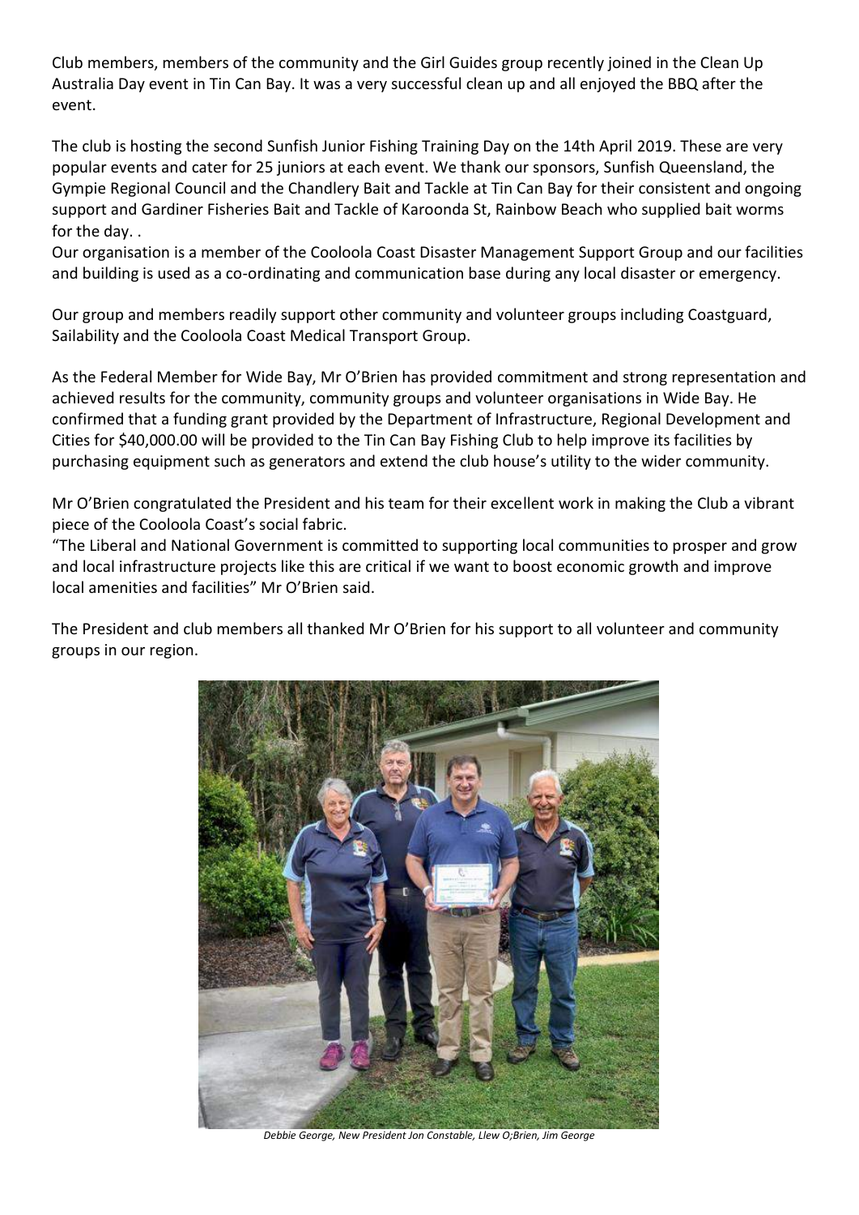Club members, members of the community and the Girl Guides group recently joined in the Clean Up Australia Day event in Tin Can Bay. It was a very successful clean up and all enjoyed the BBQ after the event.

The club is hosting the second Sunfish Junior Fishing Training Day on the 14th April 2019. These are very popular events and cater for 25 juniors at each event. We thank our sponsors, Sunfish Queensland, the Gympie Regional Council and the Chandlery Bait and Tackle at Tin Can Bay for their consistent and ongoing support and Gardiner Fisheries Bait and Tackle of Karoonda St, Rainbow Beach who supplied bait worms for the day. .

Our organisation is a member of the Cooloola Coast Disaster Management Support Group and our facilities and building is used as a co-ordinating and communication base during any local disaster or emergency.

Our group and members readily support other community and volunteer groups including Coastguard, Sailability and the Cooloola Coast Medical Transport Group.

As the Federal Member for Wide Bay, Mr O'Brien has provided commitment and strong representation and achieved results for the community, community groups and volunteer organisations in Wide Bay. He confirmed that a funding grant provided by the Department of Infrastructure, Regional Development and Cities for $40,000.00 will be provided to the Tin Can Bay Fishing Club to help improve its facilities by purchasing equipment such as generators and extend the club house's utility to the wider community.

Mr O'Brien congratulated the President and his team for their excellent work in making the Club a vibrant piece of the Cooloola Coast's social fabric.

"The Liberal and National Government is committed to supporting local communities to prosper and grow and local infrastructure projects like this are critical if we want to boost economic growth and improve local amenities and facilities" Mr O'Brien said.

The President and club members all thanked Mr O'Brien for his support to all volunteer and community groups in our region.

*Debbie George, New President Jon Constable, Llew O;Brien, Jim George*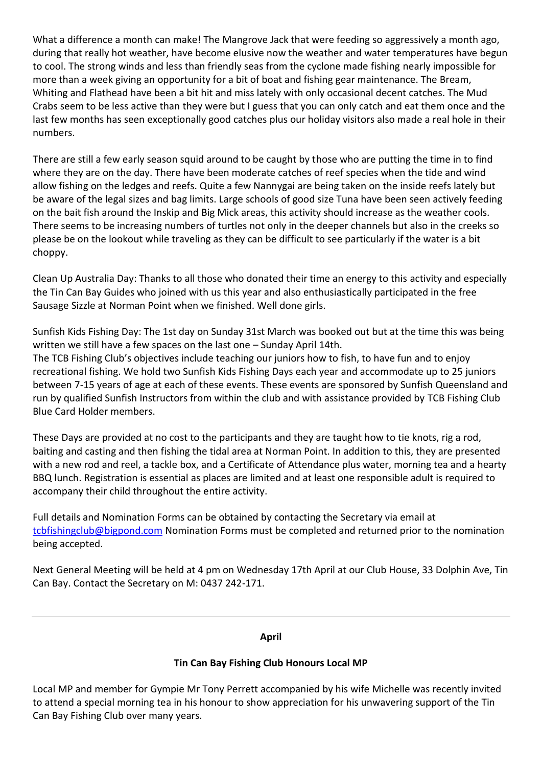What a difference a month can make! The Mangrove Jack that were feeding so aggressively a month ago, during that really hot weather, have become elusive now the weather and water temperatures have begun to cool. The strong winds and less than friendly seas from the cyclone made fishing nearly impossible for more than a week giving an opportunity for a bit of boat and fishing gear maintenance. The Bream, Whiting and Flathead have been a bit hit and miss lately with only occasional decent catches. The Mud Crabs seem to be less active than they were but I guess that you can only catch and eat them once and the last few months has seen exceptionally good catches plus our holiday visitors also made a real hole in their numbers.

There are still a few early season squid around to be caught by those who are putting the time in to find where they are on the day. There have been moderate catches of reef species when the tide and wind allow fishing on the ledges and reefs. Quite a few Nannygai are being taken on the inside reefs lately but be aware of the legal sizes and bag limits. Large schools of good size Tuna have been seen actively feeding on the bait fish around the Inskip and Big Mick areas, this activity should increase as the weather cools. There seems to be increasing numbers of turtles not only in the deeper channels but also in the creeks so please be on the lookout while traveling as they can be difficult to see particularly if the water is a bit choppy.

Clean Up Australia Day: Thanks to all those who donated their time an energy to this activity and especially the Tin Can Bay Guides who joined with us this year and also enthusiastically participated in the free Sausage Sizzle at Norman Point when we finished. Well done girls.

Sunfish Kids Fishing Day: The 1st day on Sunday 31st March was booked out but at the time this was being written we still have a few spaces on the last one – Sunday April 14th.
The TCB Fishing Club's objectives include teaching our juniors how to fish, to have fun and to enjoy recreational fishing. We hold two Sunfish Kids Fishing Days each year and accommodate up to 25 juniors between 7-15 years of age at each of these events. These events are sponsored by Sunfish Queensland and run by qualified Sunfish Instructors from within the club and with assistance provided by TCB Fishing Club Blue Card Holder members.

These Days are provided at no cost to the participants and they are taught how to tie knots, rig a rod, baiting and casting and then fishing the tidal area at Norman Point. In addition to this, they are presented with a new rod and reel, a tackle box, and a Certificate of Attendance plus water, morning tea and a hearty BBQ lunch. Registration is essential as places are limited and at least one responsible adult is required to accompany their child throughout the entire activity.

Full details and Nomination Forms can be obtained by contacting the Secretary via email at tcbfishingclub@bigpond.com Nomination Forms must be completed and returned prior to the nomination being accepted.

Next General Meeting will be held at 4 pm on Wednesday 17th April at our Club House, 33 Dolphin Ave, Tin Can Bay. Contact the Secretary on M: 0437 242-171.

---

**April**

**Tin Can Bay Fishing Club Honours Local MP**

Local MP and member for Gympie Mr Tony Perrett accompanied by his wife Michelle was recently invited to attend a special morning tea in his honour to show appreciation for his unwavering support of the Tin Can Bay Fishing Club over many years.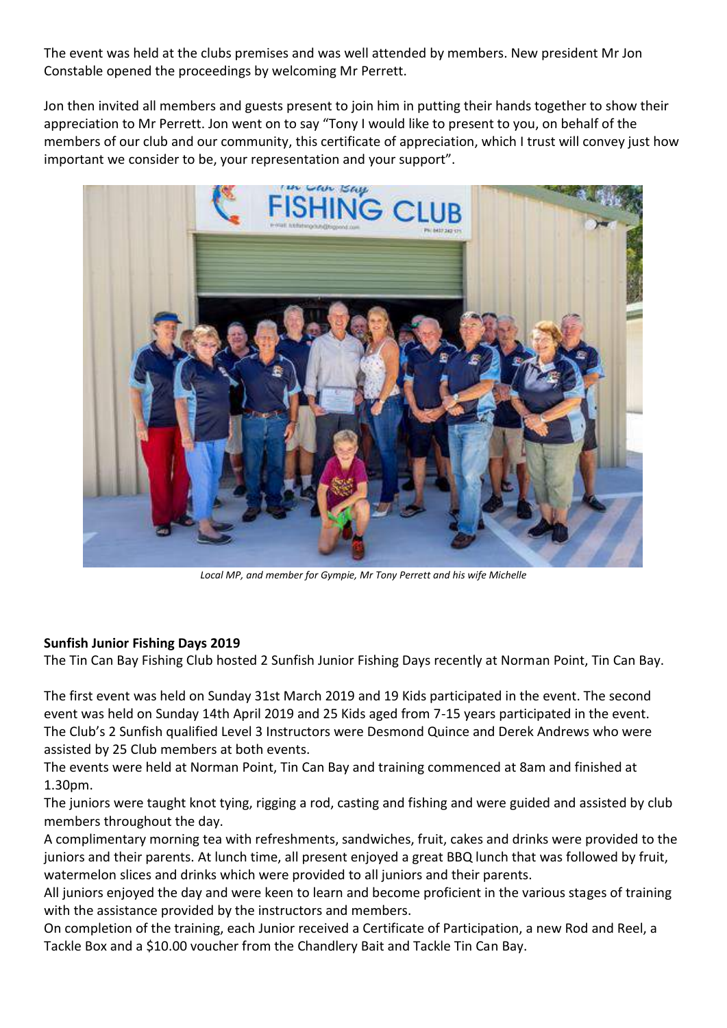The event was held at the clubs premises and was well attended by members. New president Mr Jon Constable opened the proceedings by welcoming Mr Perrett.

Jon then invited all members and guests present to join him in putting their hands together to show their appreciation to Mr Perrett. Jon went on to say "Tony I would like to present to you, on behalf of the members of our club and our community, this certificate of appreciation, which I trust will convey just how important we consider to be, your representation and your support".

*Local MP, and member for Gympie, Mr Tony Perrett and his wife Michelle*

**Sunfish Junior Fishing Days 2019**

The Tin Can Bay Fishing Club hosted 2 Sunfish Junior Fishing Days recently at Norman Point, Tin Can Bay.

The first event was held on Sunday 31st March 2019 and 19 Kids participated in the event. The second event was held on Sunday 14th April 2019 and 25 Kids aged from 7-15 years participated in the event. The Club's 2 Sunfish qualified Level 3 Instructors were Desmond Quince and Derek Andrews who were assisted by 25 Club members at both events.

The events were held at Norman Point, Tin Can Bay and training commenced at 8am and finished at 1.30pm.

The juniors were taught knot tying, rigging a rod, casting and fishing and were guided and assisted by club members throughout the day.

A complimentary morning tea with refreshments, sandwiches, fruit, cakes and drinks were provided to the juniors and their parents. At lunch time, all present enjoyed a great BBQ lunch that was followed by fruit, watermelon slices and drinks which were provided to all juniors and their parents.

All juniors enjoyed the day and were keen to learn and become proficient in the various stages of training with the assistance provided by the instructors and members.

On completion of the training, each Junior received a Certificate of Participation, a new Rod and Reel, a Tackle Box and a $10.00 voucher from the Chandlery Bait and Tackle Tin Can Bay.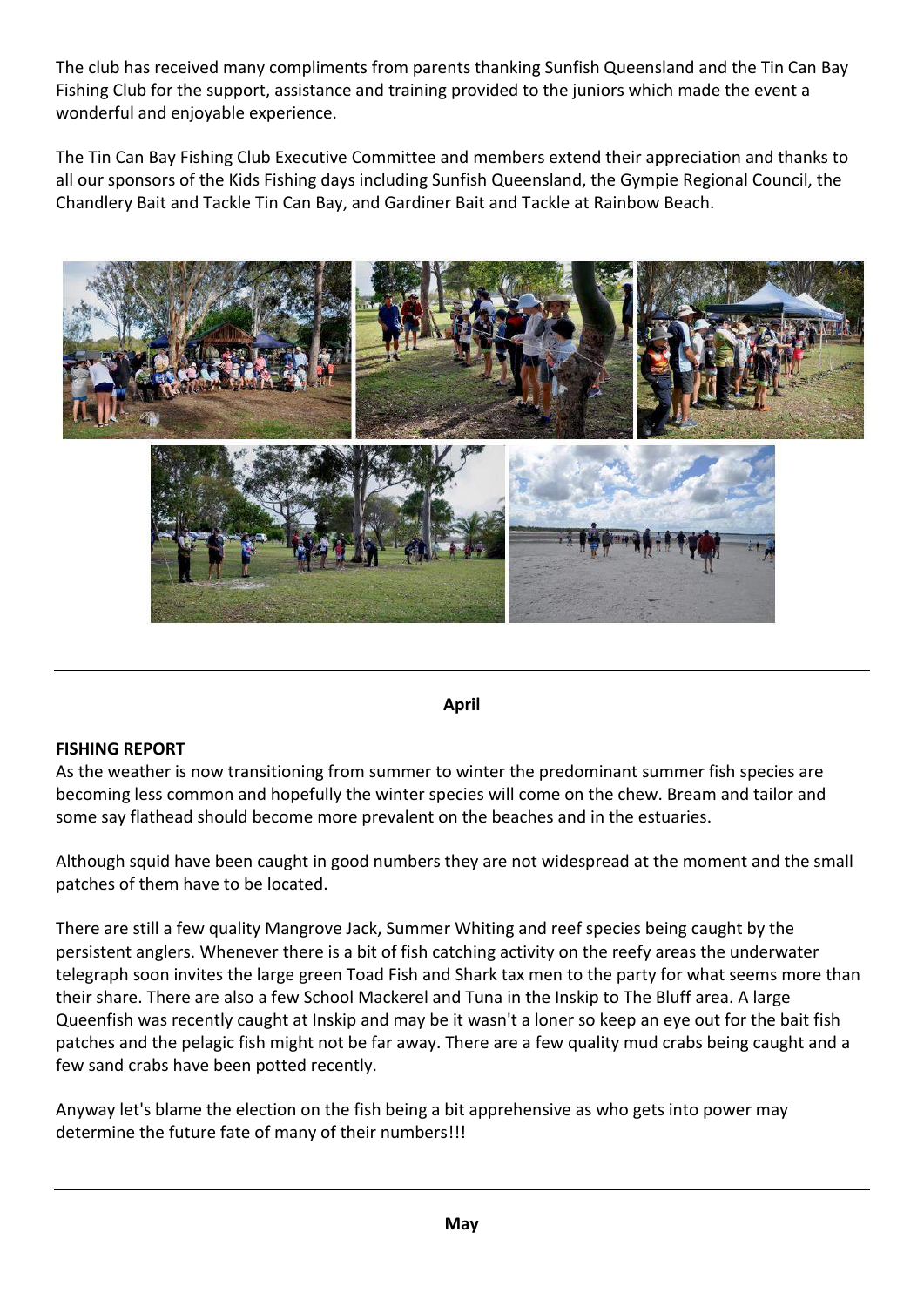The club has received many compliments from parents thanking Sunfish Queensland and the Tin Can Bay Fishing Club for the support, assistance and training provided to the juniors which made the event a wonderful and enjoyable experience.

The Tin Can Bay Fishing Club Executive Committee and members extend their appreciation and thanks to all our sponsors of the Kids Fishing days including Sunfish Queensland, the Gympie Regional Council, the Chandlery Bait and Tackle Tin Can Bay, and Gardiner Bait and Tackle at Rainbow Beach.

---

**April**

**FISHING REPORT**

As the weather is now transitioning from summer to winter the predominant summer fish species are becoming less common and hopefully the winter species will come on the chew. Bream and tailor and some say flathead should become more prevalent on the beaches and in the estuaries.

Although squid have been caught in good numbers they are not widespread at the moment and the small patches of them have to be located.

There are still a few quality Mangrove Jack, Summer Whiting and reef species being caught by the persistent anglers. Whenever there is a bit of fish catching activity on the reefy areas the underwater telegraph soon invites the large green Toad Fish and Shark tax men to the party for what seems more than their share. There are also a few School Mackerel and Tuna in the Inskip to The Bluff area. A large Queenfish was recently caught at Inskip and may be it wasn't a loner so keep an eye out for the bait fish patches and the pelagic fish might not be far away. There are a few quality mud crabs being caught and a few sand crabs have been potted recently.

Anyway let's blame the election on the fish being a bit apprehensive as who gets into power may determine the future fate of many of their numbers!!!

---

**May**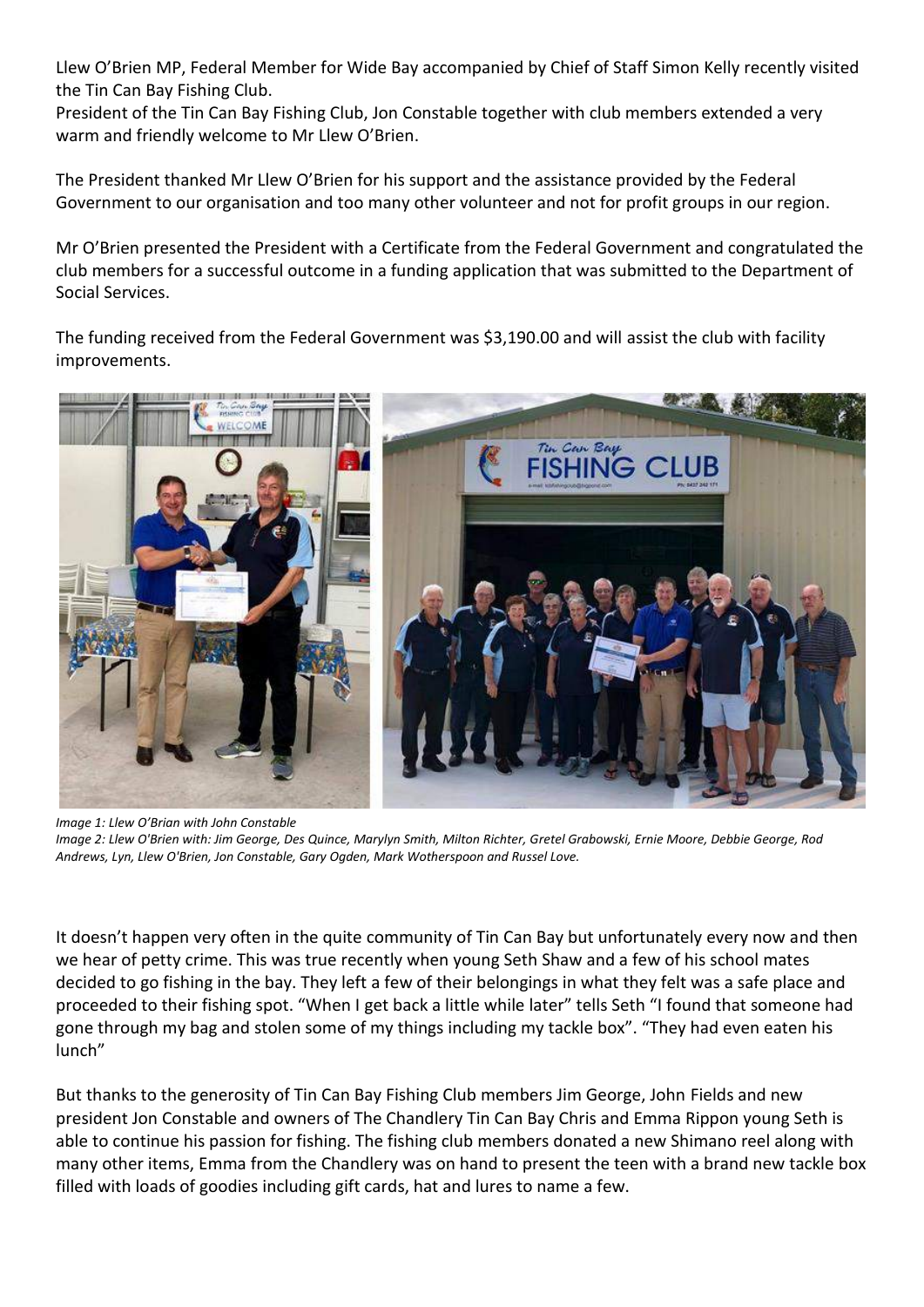Llew O'Brien MP, Federal Member for Wide Bay accompanied by Chief of Staff Simon Kelly recently visited the Tin Can Bay Fishing Club.
President of the Tin Can Bay Fishing Club, Jon Constable together with club members extended a very warm and friendly welcome to Mr Llew O'Brien.

The President thanked Mr Llew O'Brien for his support and the assistance provided by the Federal Government to our organisation and too many other volunteer and not for profit groups in our region.

Mr O'Brien presented the President with a Certificate from the Federal Government and congratulated the club members for a successful outcome in a funding application that was submitted to the Department of Social Services.

The funding received from the Federal Government was $3,190.00 and will assist the club with facility improvements.

*Image 1: Llew O'Brian with John Constable*
*Image 2: Llew O'Brien with: Jim George, Des Quince, Marylyn Smith, Milton Richter, Gretel Grabowski, Ernie Moore, Debbie George, Rod Andrews, Lyn, Llew O'Brien, Jon Constable, Gary Ogden, Mark Wotherspoon and Russel Love.*

It doesn't happen very often in the quite community of Tin Can Bay but unfortunately every now and then we hear of petty crime. This was true recently when young Seth Shaw and a few of his school mates decided to go fishing in the bay. They left a few of their belongings in what they felt was a safe place and proceeded to their fishing spot. "When I get back a little while later" tells Seth "I found that someone had gone through my bag and stolen some of my things including my tackle box". "They had even eaten his lunch"

But thanks to the generosity of Tin Can Bay Fishing Club members Jim George, John Fields and new president Jon Constable and owners of The Chandlery Tin Can Bay Chris and Emma Rippon young Seth is able to continue his passion for fishing. The fishing club members donated a new Shimano reel along with many other items, Emma from the Chandlery was on hand to present the teen with a brand new tackle box filled with loads of goodies including gift cards, hat and lures to name a few.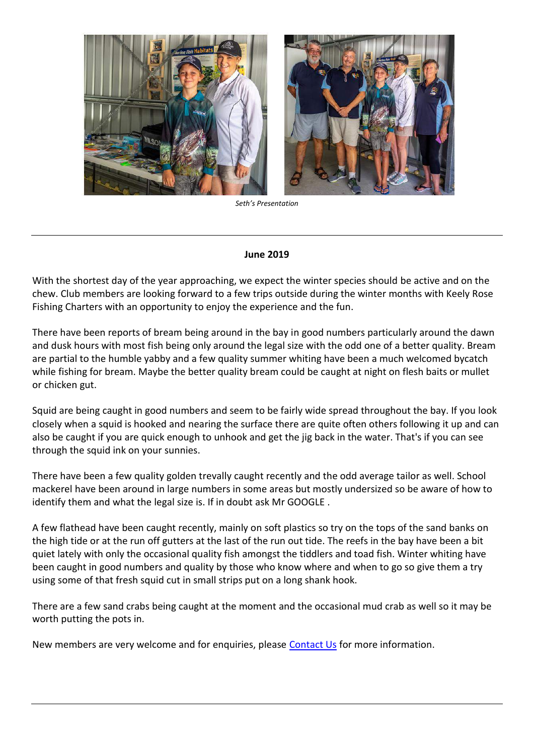*Seth's Presentation*

---

**June 2019**

With the shortest day of the year approaching, we expect the winter species should be active and on the chew. Club members are looking forward to a few trips outside during the winter months with Keely Rose Fishing Charters with an opportunity to enjoy the experience and the fun.

There have been reports of bream being around in the bay in good numbers particularly around the dawn and dusk hours with most fish being only around the legal size with the odd one of a better quality. Bream are partial to the humble yabby and a few quality summer whiting have been a much welcomed bycatch while fishing for bream. Maybe the better quality bream could be caught at night on flesh baits or mullet or chicken gut.

Squid are being caught in good numbers and seem to be fairly wide spread throughout the bay. If you look closely when a squid is hooked and nearing the surface there are quite often others following it up and can also be caught if you are quick enough to unhook and get the jig back in the water. That's if you can see through the squid ink on your sunnies.

There have been a few quality golden trevally caught recently and the odd average tailor as well. School mackerel have been around in large numbers in some areas but mostly undersized so be aware of how to identify them and what the legal size is. If in doubt ask Mr GOOGLE .

A few flathead have been caught recently, mainly on soft plastics so try on the tops of the sand banks on the high tide or at the run off gutters at the last of the run out tide. The reefs in the bay have been a bit quiet lately with only the occasional quality fish amongst the tiddlers and toad fish. Winter whiting have been caught in good numbers and quality by those who know where and when to go so give them a try using some of that fresh squid cut in small strips put on a long shank hook.

There are a few sand crabs being caught at the moment and the occasional mud crab as well so it may be worth putting the pots in.

New members are very welcome and for enquiries, please Contact Us for more information.

---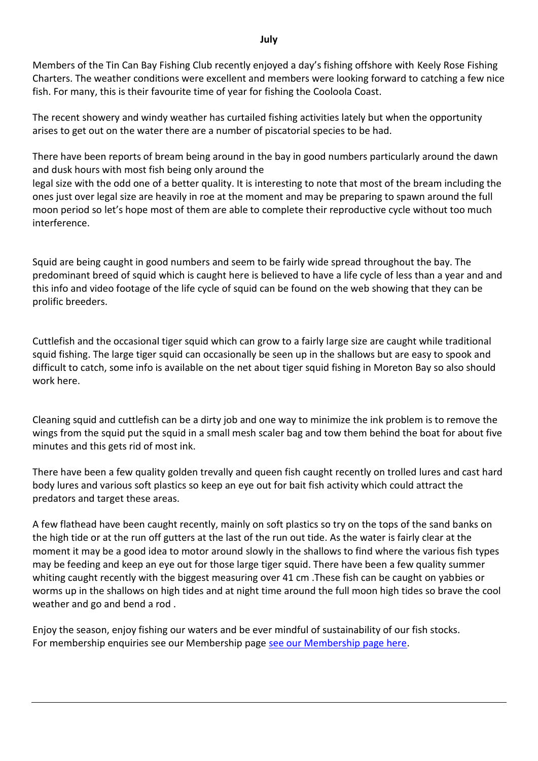**July**

Members of the Tin Can Bay Fishing Club recently enjoyed a day's fishing offshore with Keely Rose Fishing Charters. The weather conditions were excellent and members were looking forward to catching a few nice fish. For many, this is their favourite time of year for fishing the Cooloola Coast.

The recent showery and windy weather has curtailed fishing activities lately but when the opportunity arises to get out on the water there are a number of piscatorial species to be had.

There have been reports of bream being around in the bay in good numbers particularly around the dawn and dusk hours with most fish being only around the
legal size with the odd one of a better quality. It is interesting to note that most of the bream including the ones just over legal size are heavily in roe at the moment and may be preparing to spawn around the full moon period so let's hope most of them are able to complete their reproductive cycle without too much interference.

Squid are being caught in good numbers and seem to be fairly wide spread throughout the bay. The predominant breed of squid which is caught here is believed to have a life cycle of less than a year and and this info and video footage of the life cycle of squid can be found on the web showing that they can be prolific breeders.

Cuttlefish and the occasional tiger squid which can grow to a fairly large size are caught while traditional squid fishing. The large tiger squid can occasionally be seen up in the shallows but are easy to spook and difficult to catch, some info is available on the net about tiger squid fishing in Moreton Bay so also should work here.

Cleaning squid and cuttlefish can be a dirty job and one way to minimize the ink problem is to remove the wings from the squid put the squid in a small mesh scaler bag and tow them behind the boat for about five minutes and this gets rid of most ink.

There have been a few quality golden trevally and queen fish caught recently on trolled lures and cast hard body lures and various soft plastics so keep an eye out for bait fish activity which could attract the predators and target these areas.

A few flathead have been caught recently, mainly on soft plastics so try on the tops of the sand banks on the high tide or at the run off gutters at the last of the run out tide. As the water is fairly clear at the moment it may be a good idea to motor around slowly in the shallows to find where the various fish types may be feeding and keep an eye out for those large tiger squid. There have been a few quality summer whiting caught recently with the biggest measuring over 41 cm .These fish can be caught on yabbies or worms up in the shallows on high tides and at night time around the full moon high tides so brave the cool weather and go and bend a rod .

Enjoy the season, enjoy fishing our waters and be ever mindful of sustainability of our fish stocks.
For membership enquiries see our Membership page see our Membership page here.

---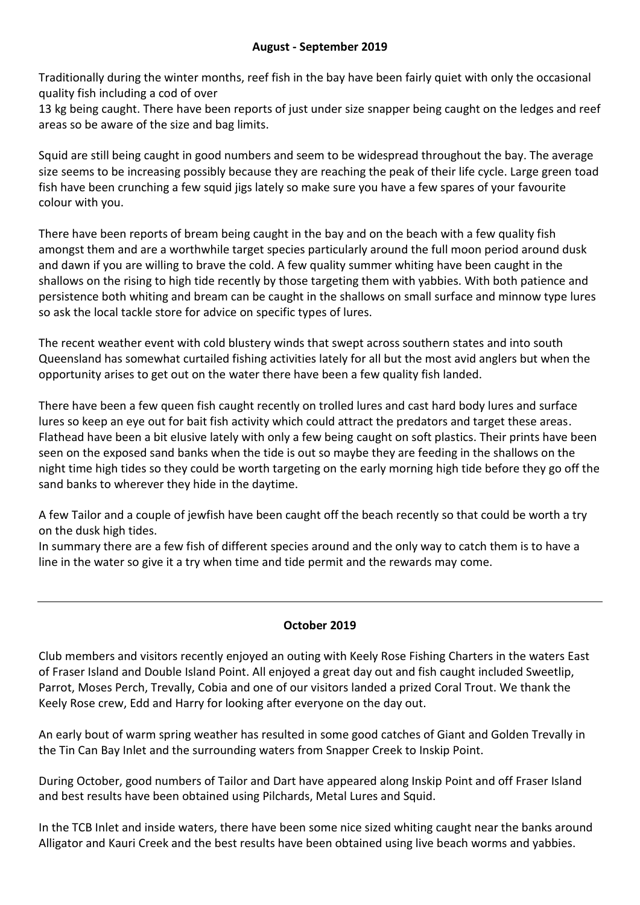**August - September 2019**

Traditionally during the winter months, reef fish in the bay have been fairly quiet with only the occasional quality fish including a cod of over 13 kg being caught. There have been reports of just under size snapper being caught on the ledges and reef areas so be aware of the size and bag limits.

Squid are still being caught in good numbers and seem to be widespread throughout the bay. The average size seems to be increasing possibly because they are reaching the peak of their life cycle. Large green toad fish have been crunching a few squid jigs lately so make sure you have a few spares of your favourite colour with you.

There have been reports of bream being caught in the bay and on the beach with a few quality fish amongst them and are a worthwhile target species particularly around the full moon period around dusk and dawn if you are willing to brave the cold. A few quality summer whiting have been caught in the shallows on the rising to high tide recently by those targeting them with yabbies. With both patience and persistence both whiting and bream can be caught in the shallows on small surface and minnow type lures so ask the local tackle store for advice on specific types of lures.

The recent weather event with cold blustery winds that swept across southern states and into south Queensland has somewhat curtailed fishing activities lately for all but the most avid anglers but when the opportunity arises to get out on the water there have been a few quality fish landed.

There have been a few queen fish caught recently on trolled lures and cast hard body lures and surface lures so keep an eye out for bait fish activity which could attract the predators and target these areas. Flathead have been a bit elusive lately with only a few being caught on soft plastics. Their prints have been seen on the exposed sand banks when the tide is out so maybe they are feeding in the shallows on the night time high tides so they could be worth targeting on the early morning high tide before they go off the sand banks to wherever they hide in the daytime.

A few Tailor and a couple of jewfish have been caught off the beach recently so that could be worth a try on the dusk high tides.
In summary there are a few fish of different species around and the only way to catch them is to have a line in the water so give it a try when time and tide permit and the rewards may come.

---

**October 2019**

Club members and visitors recently enjoyed an outing with Keely Rose Fishing Charters in the waters East of Fraser Island and Double Island Point. All enjoyed a great day out and fish caught included Sweetlip, Parrot, Moses Perch, Trevally, Cobia and one of our visitors landed a prized Coral Trout. We thank the Keely Rose crew, Edd and Harry for looking after everyone on the day out.

An early bout of warm spring weather has resulted in some good catches of Giant and Golden Trevally in the Tin Can Bay Inlet and the surrounding waters from Snapper Creek to Inskip Point.

During October, good numbers of Tailor and Dart have appeared along Inskip Point and off Fraser Island and best results have been obtained using Pilchards, Metal Lures and Squid.

In the TCB Inlet and inside waters, there have been some nice sized whiting caught near the banks around Alligator and Kauri Creek and the best results have been obtained using live beach worms and yabbies.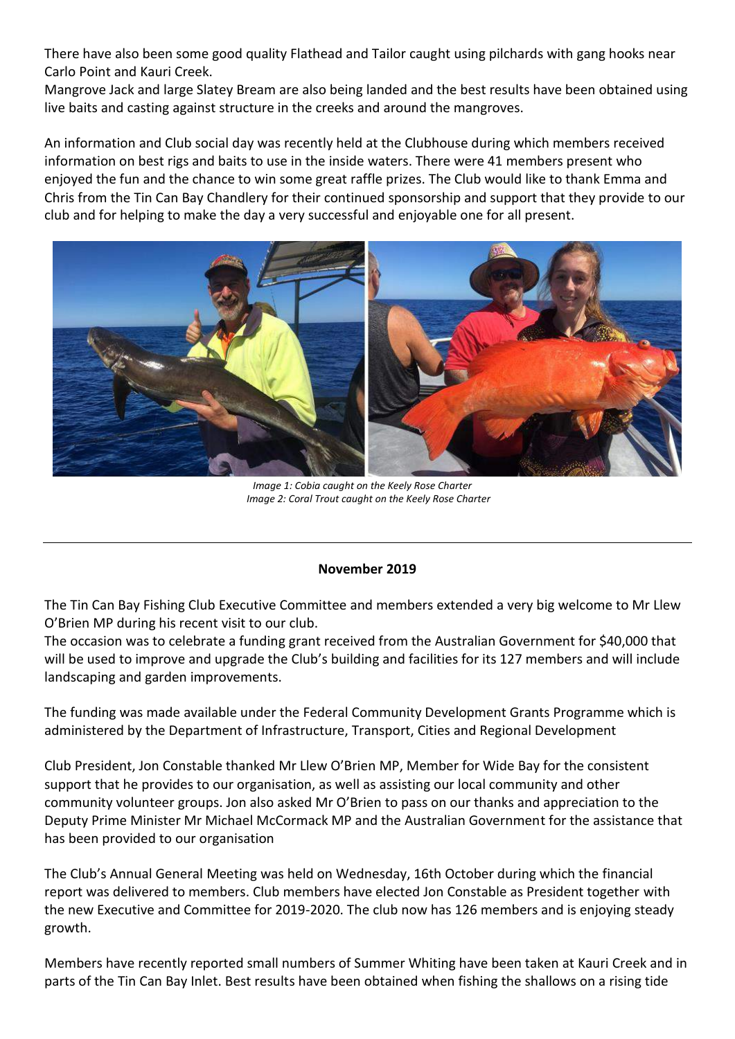There have also been some good quality Flathead and Tailor caught using pilchards with gang hooks near Carlo Point and Kauri Creek.
Mangrove Jack and large Slatey Bream are also being landed and the best results have been obtained using live baits and casting against structure in the creeks and around the mangroves.

An information and Club social day was recently held at the Clubhouse during which members received information on best rigs and baits to use in the inside waters. There were 41 members present who enjoyed the fun and the chance to win some great raffle prizes. The Club would like to thank Emma and Chris from the Tin Can Bay Chandlery for their continued sponsorship and support that they provide to our club and for helping to make the day a very successful and enjoyable one for all present.

*Image 1: Cobia caught on the Keely Rose Charter*
*Image 2: Coral Trout caught on the Keely Rose Charter*

---

**November 2019**

The Tin Can Bay Fishing Club Executive Committee and members extended a very big welcome to Mr Llew O'Brien MP during his recent visit to our club.
The occasion was to celebrate a funding grant received from the Australian Government for $40,000 that will be used to improve and upgrade the Club's building and facilities for its 127 members and will include landscaping and garden improvements.

The funding was made available under the Federal Community Development Grants Programme which is administered by the Department of Infrastructure, Transport, Cities and Regional Development

Club President, Jon Constable thanked Mr Llew O'Brien MP, Member for Wide Bay for the consistent support that he provides to our organisation, as well as assisting our local community and other community volunteer groups. Jon also asked Mr O'Brien to pass on our thanks and appreciation to the Deputy Prime Minister Mr Michael McCormack MP and the Australian Government for the assistance that has been provided to our organisation

The Club's Annual General Meeting was held on Wednesday, 16th October during which the financial report was delivered to members. Club members have elected Jon Constable as President together with the new Executive and Committee for 2019-2020. The club now has 126 members and is enjoying steady growth.

Members have recently reported small numbers of Summer Whiting have been taken at Kauri Creek and in parts of the Tin Can Bay Inlet. Best results have been obtained when fishing the shallows on a rising tide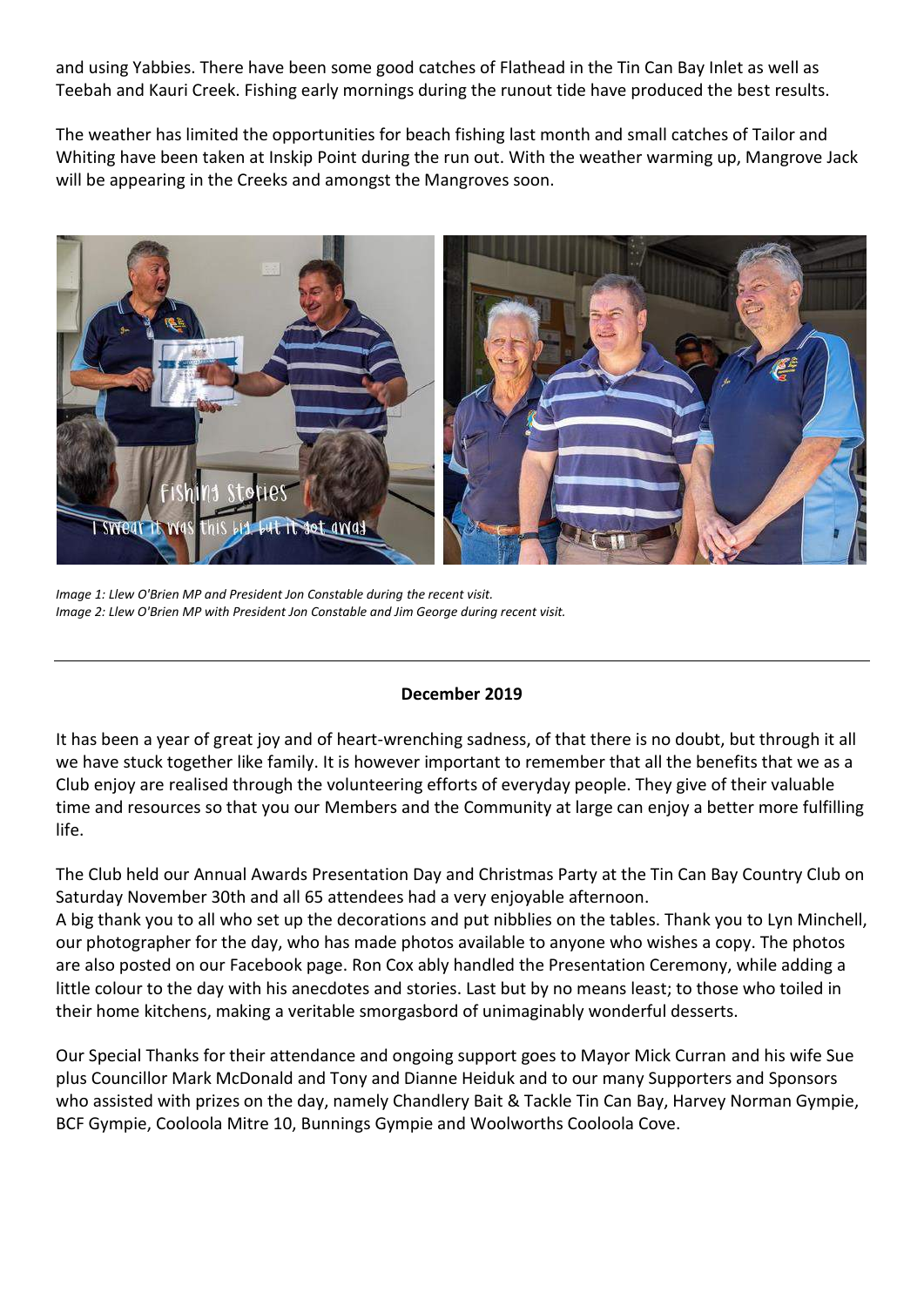and using Yabbies. There have been some good catches of Flathead in the Tin Can Bay Inlet as well as Teebah and Kauri Creek. Fishing early mornings during the runout tide have produced the best results.

The weather has limited the opportunities for beach fishing last month and small catches of Tailor and Whiting have been taken at Inskip Point during the run out. With the weather warming up, Mangrove Jack will be appearing in the Creeks and amongst the Mangroves soon.

*Image 1: Llew O'Brien MP and President Jon Constable during the recent visit.*
*Image 2: Llew O'Brien MP with President Jon Constable and Jim George during recent visit.*

---

**December 2019**

It has been a year of great joy and of heart-wrenching sadness, of that there is no doubt, but through it all we have stuck together like family. It is however important to remember that all the benefits that we as a Club enjoy are realised through the volunteering efforts of everyday people. They give of their valuable time and resources so that you our Members and the Community at large can enjoy a better more fulfilling life.

The Club held our Annual Awards Presentation Day and Christmas Party at the Tin Can Bay Country Club on Saturday November 30th and all 65 attendees had a very enjoyable afternoon.
A big thank you to all who set up the decorations and put nibblies on the tables. Thank you to Lyn Minchell, our photographer for the day, who has made photos available to anyone who wishes a copy. The photos are also posted on our Facebook page. Ron Cox ably handled the Presentation Ceremony, while adding a little colour to the day with his anecdotes and stories. Last but by no means least; to those who toiled in their home kitchens, making a veritable smorgasbord of unimaginably wonderful desserts.

Our Special Thanks for their attendance and ongoing support goes to Mayor Mick Curran and his wife Sue plus Councillor Mark McDonald and Tony and Dianne Heiduk and to our many Supporters and Sponsors who assisted with prizes on the day, namely Chandlery Bait & Tackle Tin Can Bay, Harvey Norman Gympie, BCF Gympie, Cooloola Mitre 10, Bunnings Gympie and Woolworths Cooloola Cove.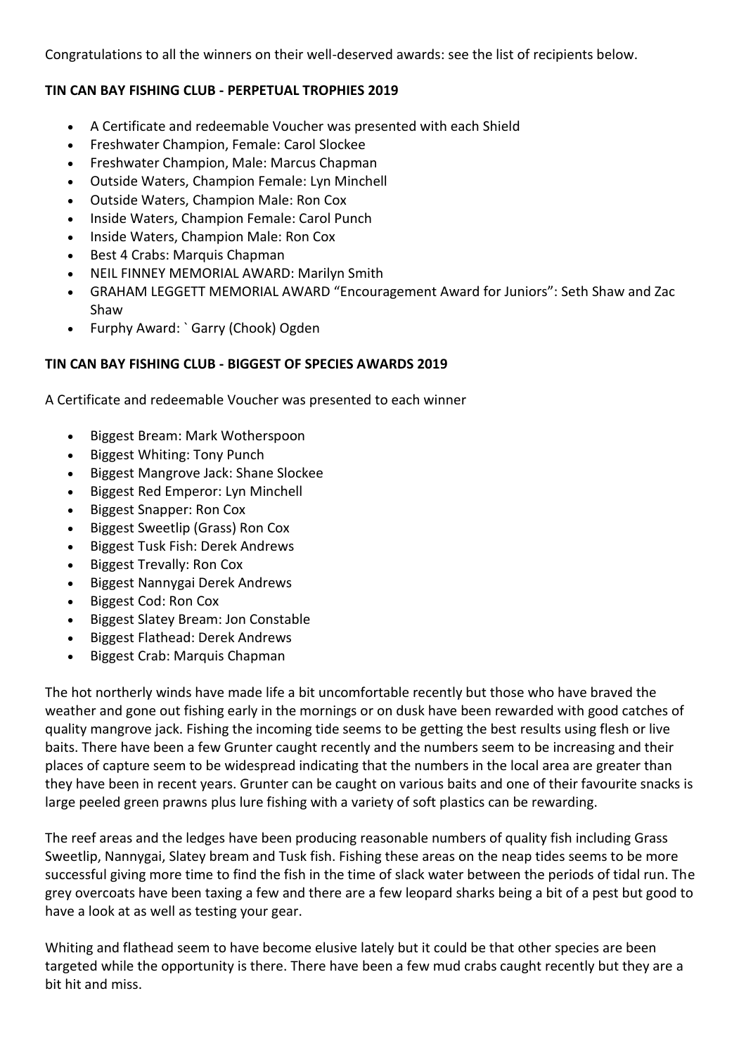Congratulations to all the winners on their well-deserved awards: see the list of recipients below.

**TIN CAN BAY FISHING CLUB - PERPETUAL TROPHIES 2019**

- A Certificate and redeemable Voucher was presented with each Shield
- Freshwater Champion, Female: Carol Slockee
- Freshwater Champion, Male: Marcus Chapman
- Outside Waters, Champion Female: Lyn Minchell
- Outside Waters, Champion Male: Ron Cox
- Inside Waters, Champion Female: Carol Punch
- Inside Waters, Champion Male: Ron Cox
- Best 4 Crabs: Marquis Chapman
- NEIL FINNEY MEMORIAL AWARD: Marilyn Smith
- GRAHAM LEGGETT MEMORIAL AWARD "Encouragement Award for Juniors": Seth Shaw and Zac Shaw
- Furphy Award: ` Garry (Chook) Ogden

**TIN CAN BAY FISHING CLUB - BIGGEST OF SPECIES AWARDS 2019**

A Certificate and redeemable Voucher was presented to each winner

- Biggest Bream: Mark Wotherspoon
- Biggest Whiting: Tony Punch
- Biggest Mangrove Jack: Shane Slockee
- Biggest Red Emperor: Lyn Minchell
- Biggest Snapper: Ron Cox
- Biggest Sweetlip (Grass) Ron Cox
- Biggest Tusk Fish: Derek Andrews
- Biggest Trevally: Ron Cox
- Biggest Nannygai Derek Andrews
- Biggest Cod: Ron Cox
- Biggest Slatey Bream: Jon Constable
- Biggest Flathead: Derek Andrews
- Biggest Crab: Marquis Chapman

The hot northerly winds have made life a bit uncomfortable recently but those who have braved the weather and gone out fishing early in the mornings or on dusk have been rewarded with good catches of quality mangrove jack. Fishing the incoming tide seems to be getting the best results using flesh or live baits. There have been a few Grunter caught recently and the numbers seem to be increasing and their places of capture seem to be widespread indicating that the numbers in the local area are greater than they have been in recent years. Grunter can be caught on various baits and one of their favourite snacks is large peeled green prawns plus lure fishing with a variety of soft plastics can be rewarding.

The reef areas and the ledges have been producing reasonable numbers of quality fish including Grass Sweetlip, Nannygai, Slatey bream and Tusk fish. Fishing these areas on the neap tides seems to be more successful giving more time to find the fish in the time of slack water between the periods of tidal run. The grey overcoats have been taxing a few and there are a few leopard sharks being a bit of a pest but good to have a look at as well as testing your gear.

Whiting and flathead seem to have become elusive lately but it could be that other species are been targeted while the opportunity is there. There have been a few mud crabs caught recently but they are a bit hit and miss.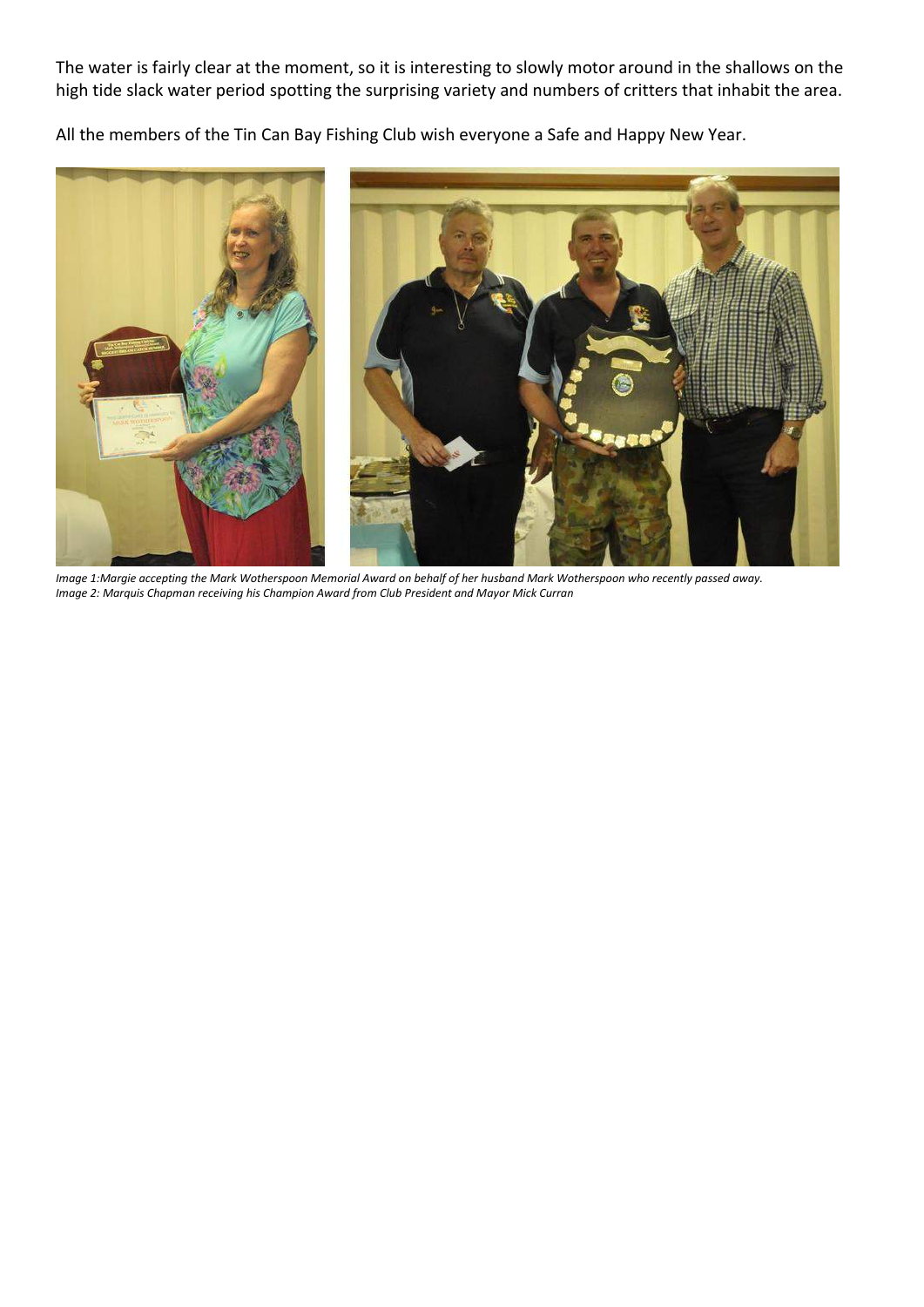The water is fairly clear at the moment, so it is interesting to slowly motor around in the shallows on the high tide slack water period spotting the surprising variety and numbers of critters that inhabit the area.

All the members of the Tin Can Bay Fishing Club wish everyone a Safe and Happy New Year.

*Image 1:Margie accepting the Mark Wotherspoon Memorial Award on behalf of her husband Mark Wotherspoon who recently passed away.*
*Image 2: Marquis Chapman receiving his Champion Award from Club President and Mayor Mick Curran*